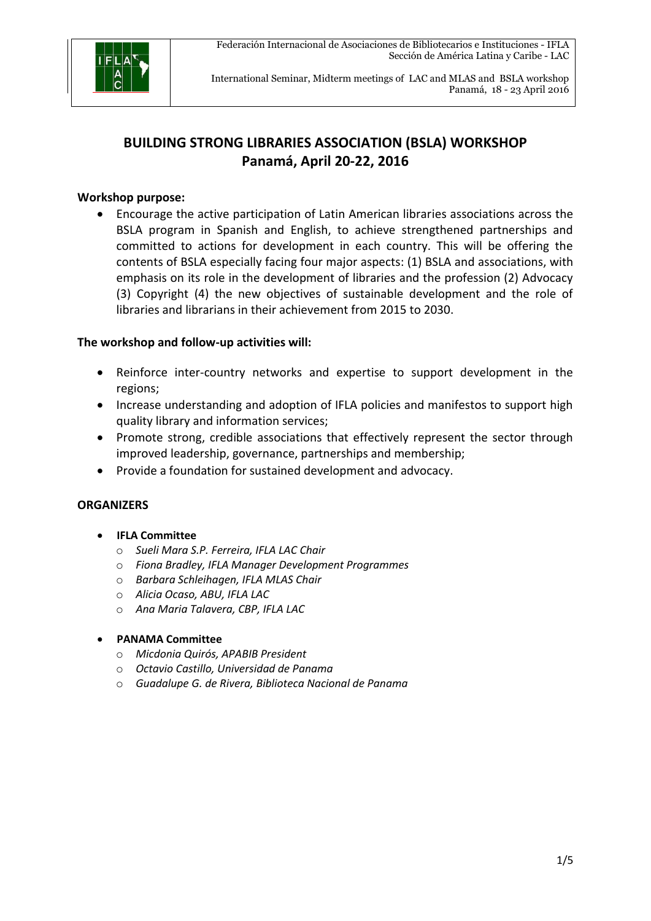# BUILDING STRONG LIBRARIES ASSOCIATION (BSLA) WORKSHOP
## Panamá, April 20-22, 2016

**Workshop purpose:**

- Encourage the active participation of Latin American libraries associations across the BSLA program in Spanish and English, to achieve strengthened partnerships and committed to actions for development in each country. This will be offering the contents of BSLA especially facing four major aspects: (1) BSLA and associations, with emphasis on its role in the development of libraries and the profession (2) Advocacy (3) Copyright (4) the new objectives of sustainable development and the role of libraries and librarians in their achievement from 2015 to 2030.

**The workshop and follow-up activities will:**

- Reinforce inter-country networks and expertise to support development in the regions;
- Increase understanding and adoption of IFLA policies and manifestos to support high quality library and information services;
- Promote strong, credible associations that effectively represent the sector through improved leadership, governance, partnerships and membership;
- Provide a foundation for sustained development and advocacy.

**ORGANIZERS**

- **IFLA Committee**
  - *Sueli Mara S.P. Ferreira, IFLA LAC Chair*
  - *Fiona Bradley, IFLA Manager Development Programmes*
  - *Barbara Schleihagen, IFLA MLAS Chair*
  - *Alicia Ocaso, ABU, IFLA LAC*
  - *Ana Maria Talavera, CBP, IFLA LAC*

- **PANAMA Committee**
  - *Micdonia Quirós, APABIB President*
  - *Octavio Castillo, Universidad de Panama*
  - *Guadalupe G. de Rivera, Biblioteca Nacional de Panama*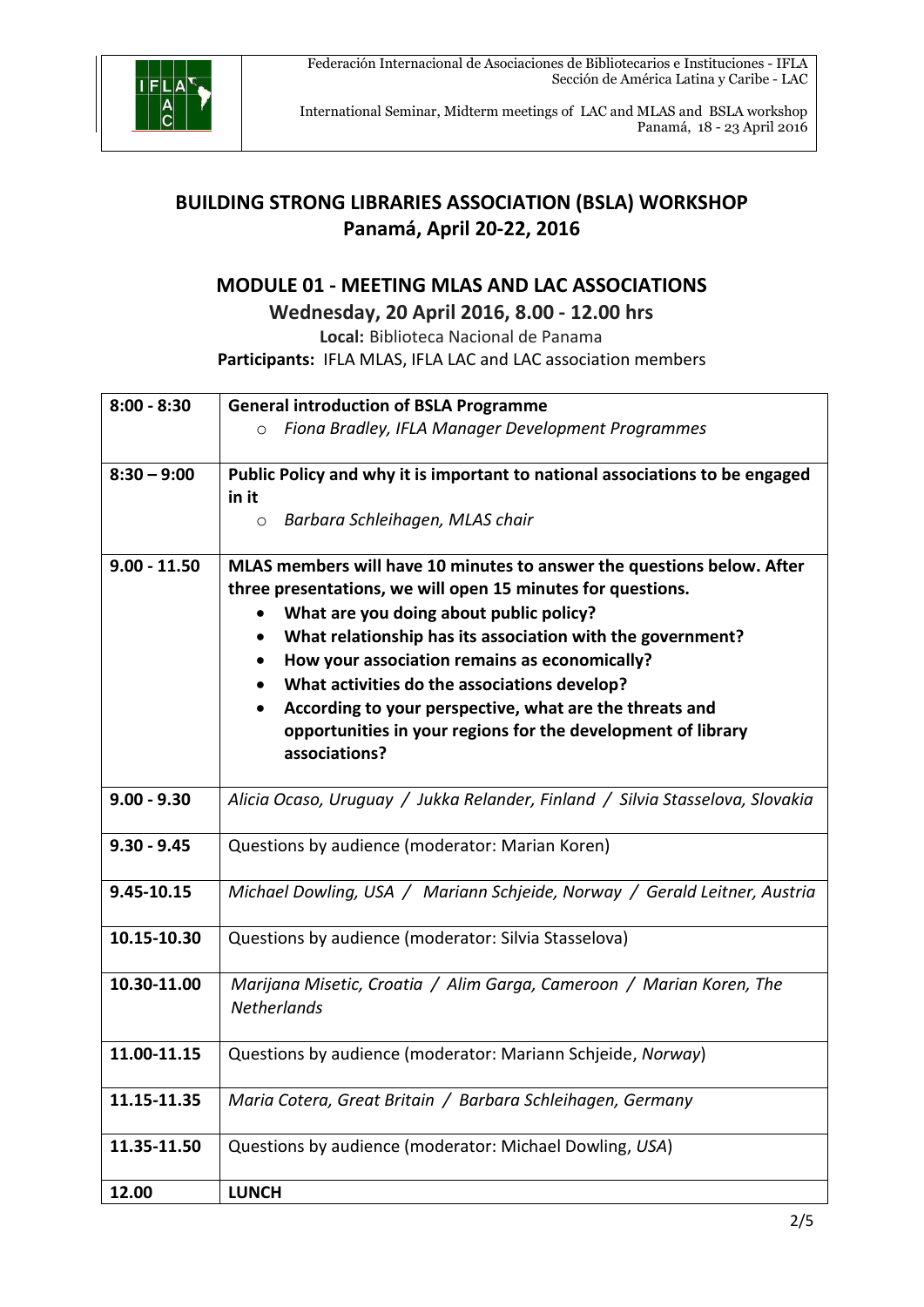## BUILDING STRONG LIBRARIES ASSOCIATION (BSLA) WORKSHOP
## Panamá, April 20-22, 2016

### MODULE 01 - MEETING MLAS AND LAC ASSOCIATIONS

**Wednesday, 20 April 2016, 8.00 - 12.00 hrs**

**Local:** Biblioteca Nacional de Panama

**Participants:** IFLA MLAS, IFLA LAC and LAC association members

| | |
|---|---|
| **8:00 - 8:30** | **General introduction of BSLA Programme**<br>○ *Fiona Bradley, IFLA Manager Development Programmes* |
| **8:30 – 9:00** | **Public Policy and why it is important to national associations to be engaged in it**<br>○ *Barbara Schleihagen, MLAS chair* |
| **9.00 - 11.50** | **MLAS members will have 10 minutes to answer the questions below. After three presentations, we will open 15 minutes for questions.**<br>• **What are you doing about public policy?**<br>• **What relationship has its association with the government?**<br>• **How your association remains as economically?**<br>• **What activities do the associations develop?**<br>• **According to your perspective, what are the threats and opportunities in your regions for the development of library associations?** |
| **9.00 - 9.30** | *Alicia Ocaso, Uruguay / Jukka Relander, Finland / Silvia Stasselova, Slovakia* |
| **9.30 - 9.45** | Questions by audience (moderator: Marian Koren) |
| **9.45-10.15** | *Michael Dowling, USA / Mariann Schjeide, Norway / Gerald Leitner, Austria* |
| **10.15-10.30** | Questions by audience (moderator: Silvia Stasselova) |
| **10.30-11.00** | *Marijana Misetic, Croatia / Alim Garga, Cameroon / Marian Koren, The Netherlands* |
| **11.00-11.15** | Questions by audience (moderator: Mariann Schjeide, *Norway*) |
| **11.15-11.35** | *Maria Cotera, Great Britain / Barbara Schleihagen, Germany* |
| **11.35-11.50** | Questions by audience (moderator: Michael Dowling, *USA*) |
| **12.00** | **LUNCH** |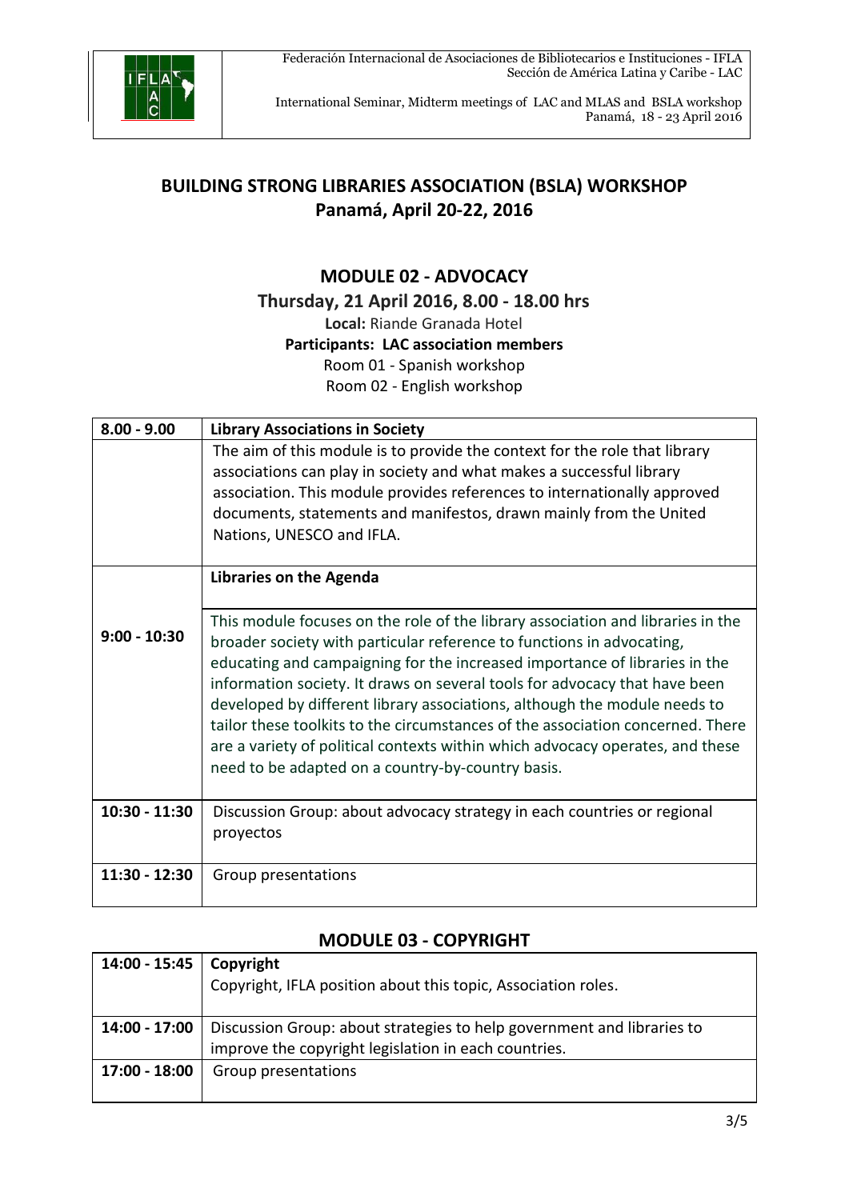Federación Internacional de Asociaciones de Bibliotecarios e Instituciones - IFLA
Sección de América Latina y Caribe - LAC

International Seminar, Midterm meetings of LAC and MLAS and BSLA workshop
Panamá, 18 - 23 April 2016

# BUILDING STRONG LIBRARIES ASSOCIATION (BSLA) WORKSHOP
# Panamá, April 20-22, 2016

## MODULE 02 - ADVOCACY

**Thursday, 21 April 2016, 8.00 - 18.00 hrs**

**Local:** Riande Granada Hotel

**Participants: LAC association members**

Room 01 - Spanish workshop

Room 02 - English workshop

| | |
|---|---|
| **8.00 - 9.00** | **Library Associations in Society** |
| | The aim of this module is to provide the context for the role that library associations can play in society and what makes a successful library association. This module provides references to internationally approved documents, statements and manifestos, drawn mainly from the United Nations, UNESCO and IFLA. |
| **9:00 - 10:30** | **Libraries on the Agenda**<br><br>This module focuses on the role of the library association and libraries in the broader society with particular reference to functions in advocating, educating and campaigning for the increased importance of libraries in the information society. It draws on several tools for advocacy that have been developed by different library associations, although the module needs to tailor these toolkits to the circumstances of the association concerned. There are a variety of political contexts within which advocacy operates, and these need to be adapted on a country-by-country basis. |
| **10:30 - 11:30** | Discussion Group: about advocacy strategy in each countries or regional proyectos |
| **11:30 - 12:30** | Group presentations |

## MODULE 03 - COPYRIGHT

| | |
|---|---|
| **14:00 - 15:45** | **Copyright**<br>Copyright, IFLA position about this topic, Association roles. |
| **14:00 - 17:00** | Discussion Group: about strategies to help government and libraries to improve the copyright legislation in each countries. |
| **17:00 - 18:00** | Group presentations |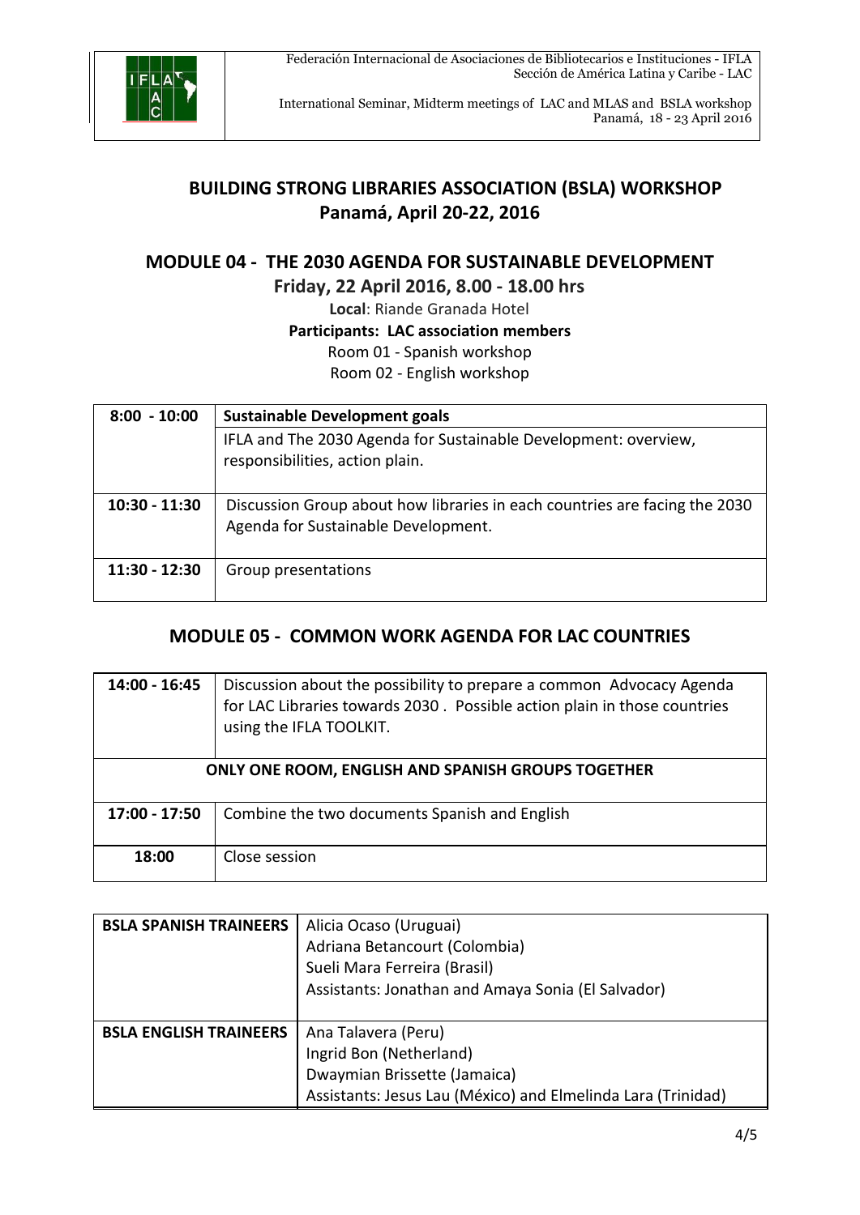# BUILDING STRONG LIBRARIES ASSOCIATION (BSLA) WORKSHOP
## Panamá, April 20-22, 2016

## MODULE 04 - THE 2030 AGENDA FOR SUSTAINABLE DEVELOPMENT

**Friday, 22 April 2016, 8.00 - 18.00 hrs**

**Local**: Riande Granada Hotel

**Participants: LAC association members**

Room 01 - Spanish workshop

Room 02 - English workshop

| | |
|---|---|
| **8:00 - 10:00** | **Sustainable Development goals**<br>IFLA and The 2030 Agenda for Sustainable Development: overview, responsibilities, action plain. |
| **10:30 - 11:30** | Discussion Group about how libraries in each countries are facing the 2030 Agenda for Sustainable Development. |
| **11:30 - 12:30** | Group presentations |

## MODULE 05 - COMMON WORK AGENDA FOR LAC COUNTRIES

| | |
|---|---|
| **14:00 - 16:45** | Discussion about the possibility to prepare a common Advocacy Agenda for LAC Libraries towards 2030 . Possible action plain in those countries using the IFLA TOOLKIT. |
| **ONLY ONE ROOM, ENGLISH AND SPANISH GROUPS TOGETHER** | |
| **17:00 - 17:50** | Combine the two documents Spanish and English |
| **18:00** | Close session |

| | |
|---|---|
| **BSLA SPANISH TRAINEERS** | Alicia Ocaso (Uruguai)<br>Adriana Betancourt (Colombia)<br>Sueli Mara Ferreira (Brasil)<br>Assistants: Jonathan and Amaya Sonia (El Salvador) |
| **BSLA ENGLISH TRAINEERS** | Ana Talavera (Peru)<br>Ingrid Bon (Netherland)<br>Dwaymian Brissette (Jamaica)<br>Assistants: Jesus Lau (México) and Elmelinda Lara (Trinidad) |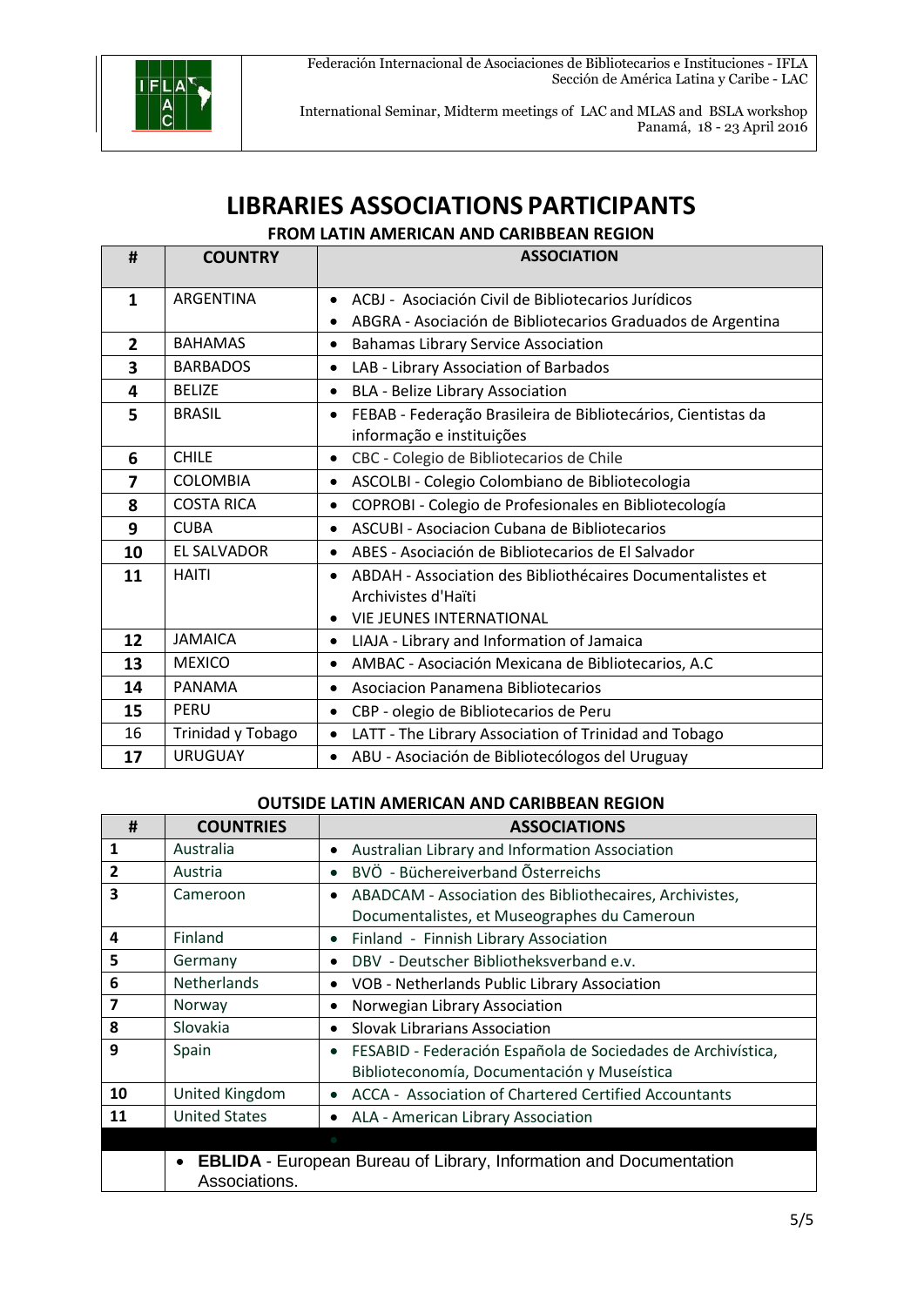# LIBRARIES ASSOCIATIONS PARTICIPANTS

**FROM LATIN AMERICAN AND CARIBBEAN REGION**

| # | COUNTRY | ASSOCIATION |
|---|---|---|
| **1** | ARGENTINA | • ACBJ - Asociación Civil de Bibliotecarios Jurídicos<br>• ABGRA - Asociación de Bibliotecarios Graduados de Argentina |
| **2** | BAHAMAS | • Bahamas Library Service Association |
| **3** | BARBADOS | • LAB - Library Association of Barbados |
| **4** | BELIZE | • BLA - Belize Library Association |
| **5** | BRASIL | • FEBAB - Federação Brasileira de Bibliotecários, Cientistas da informação e instituições |
| **6** | CHILE | • CBC - Colegio de Bibliotecarios de Chile |
| **7** | COLOMBIA | • ASCOLBI - Colegio Colombiano de Bibliotecologia |
| **8** | COSTA RICA | • COPROBI - Colegio de Profesionales en Bibliotecología |
| **9** | CUBA | • ASCUBI - Asociacion Cubana de Bibliotecarios |
| **10** | EL SALVADOR | • ABES - Asociación de Bibliotecarios de El Salvador |
| **11** | HAITI | • ABDAH - Association des Bibliothécaires Documentalistes et Archivistes d'Haïti<br>• VIE JEUNES INTERNATIONAL |
| **12** | JAMAICA | • LIAJA - Library and Information of Jamaica |
| **13** | MEXICO | • AMBAC - Asociación Mexicana de Bibliotecarios, A.C |
| **14** | PANAMA | • Asociacion Panamena Bibliotecarios |
| **15** | PERU | • CBP - olegio de Bibliotecarios de Peru |
| 16 | Trinidad y Tobago | • LATT - The Library Association of Trinidad and Tobago |
| **17** | URUGUAY | • ABU - Asociación de Bibliotecólogos del Uruguay |

**OUTSIDE LATIN AMERICAN AND CARIBBEAN REGION**

| # | COUNTRIES | ASSOCIATIONS |
|---|---|---|
| **1** | Australia | • Australian Library and Information Association |
| **2** | Austria | • BVÖ - Büchereiverband Õsterreichs |
| **3** | Cameroon | • ABADCAM - Association des Bibliothecaires, Archivistes, Documentalistes, et Museographes du Cameroun |
| **4** | Finland | • Finland - Finnish Library Association |
| **5** | Germany | • DBV - Deutscher Bibliotheksverband e.v. |
| **6** | Netherlands | • VOB - Netherlands Public Library Association |
| **7** | Norway | • Norwegian Library Association |
| **8** | Slovakia | • Slovak Librarians Association |
| **9** | Spain | • FESABID - Federación Española de Sociedades de Archivística, Biblioteconomía, Documentación y Museística |
| **10** | United Kingdom | • ACCA - Association of Chartered Certified Accountants |
| **11** | United States | • ALA - American Library Association |
| | | |
| | • **EBLIDA** - European Bureau of Library, Information and Documentation Associations. | |